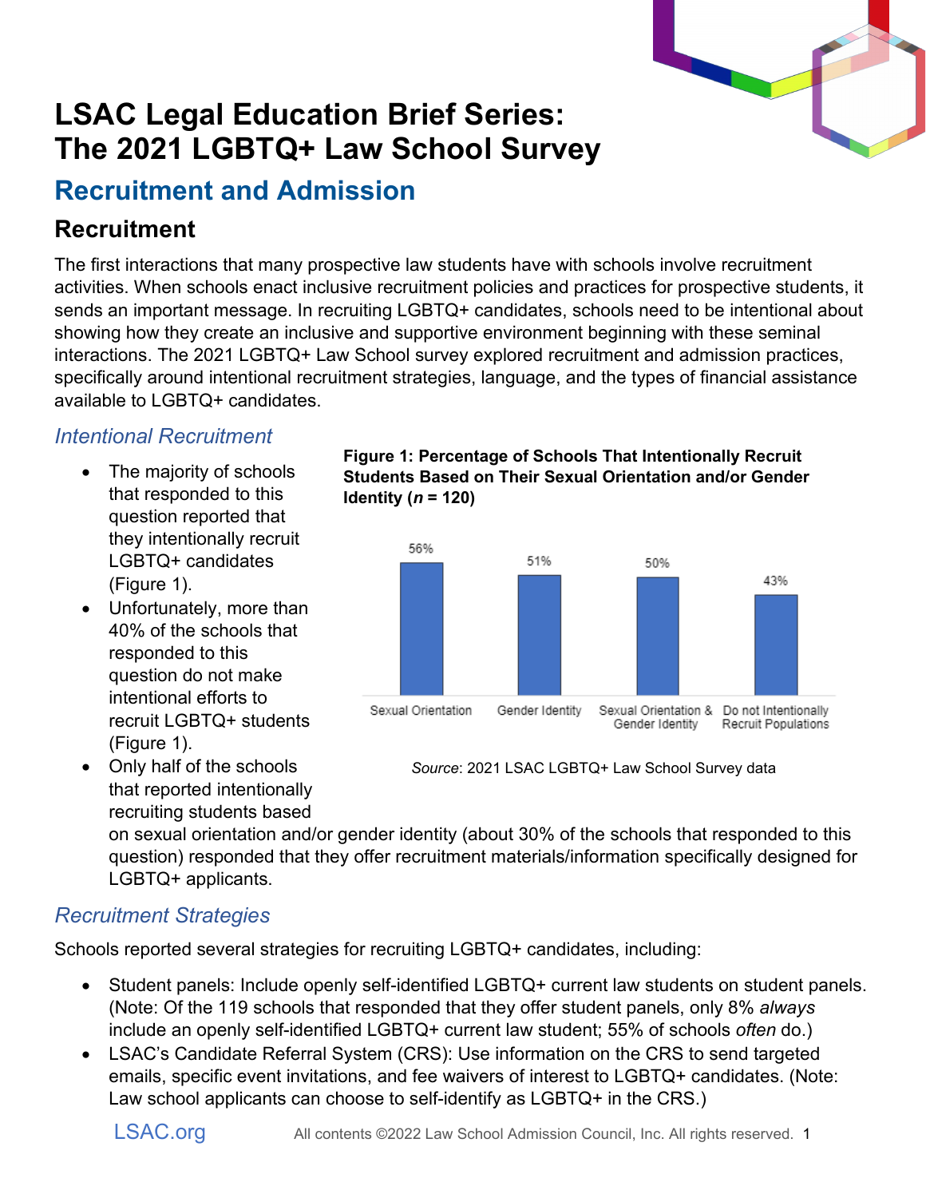# LSAC Legal Education Brief Series: The 2021 LGBTQ+ Law School Survey

## Recruitment and Admission

### Recruitment

The first interactions that many prospective law students have with schools involve recruitment activities. When schools enact inclusive recruitment policies and practices for prospective students, it sends an important message. In recruiting LGBTQ+ candidates, schools need to be intentional about showing how they create an inclusive and supportive environment beginning with these seminal interactions. The 2021 LGBTQ+ Law School survey explored recruitment and admission practices, specifically around intentional recruitment strategies, language, and the types of financial assistance available to LGBTQ+ candidates.

#### *Intentional Recruitment*

- The majority of schools that responded to this question reported that they intentionally recruit LGBTQ+ candidates (Figure 1).
- Unfortunately, more than 40% of the schools that responded to this question do not make intentional efforts to recruit LGBTQ+ students (Figure 1).
- Only half of the schools that reported intentionally recruiting students based on sexual orientation and/or gender identity (about 30% of the schools that responded to this question) responded that they offer recruitment materials/information specifically designed for LGBTQ+ applicants.

**Figure 1: Percentage of Schools That Intentionally Recruit Students Based on Their Sexual Orientation and/or Gender Identity (*n* = 120)**

| Sexual Orientation | Gender Identity | Sexual Orientation & Gender Identity | Do not Intentionally Recruit Populations |
|---|---|---|---|
| 56% | 51% | 50% | 43% |

*Source*: 2021 LSAC LGBTQ+ Law School Survey data

#### *Recruitment Strategies*

Schools reported several strategies for recruiting LGBTQ+ candidates, including:

- Student panels: Include openly self-identified LGBTQ+ current law students on student panels. (Note: Of the 119 schools that responded that they offer student panels, only 8% *always* include an openly self-identified LGBTQ+ current law student; 55% of schools *often* do.)
- LSAC's Candidate Referral System (CRS): Use information on the CRS to send targeted emails, specific event invitations, and fee waivers of interest to LGBTQ+ candidates. (Note: Law school applicants can choose to self-identify as LGBTQ+ in the CRS.)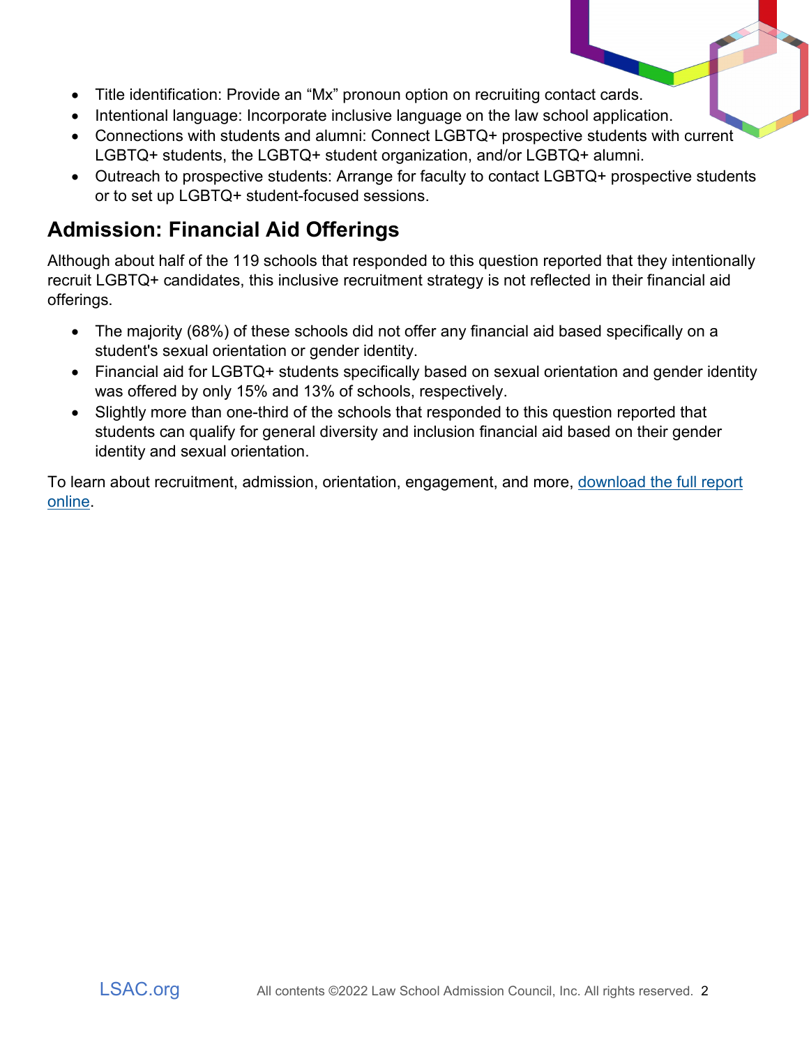- Title identification: Provide an “Mx” pronoun option on recruiting contact cards.
- Intentional language: Incorporate inclusive language on the law school application.
- Connections with students and alumni: Connect LGBTQ+ prospective students with current LGBTQ+ students, the LGBTQ+ student organization, and/or LGBTQ+ alumni.
- Outreach to prospective students: Arrange for faculty to contact LGBTQ+ prospective students or to set up LGBTQ+ student-focused sessions.

## Admission: Financial Aid Offerings

Although about half of the 119 schools that responded to this question reported that they intentionally recruit LGBTQ+ candidates, this inclusive recruitment strategy is not reflected in their financial aid offerings.

- The majority (68%) of these schools did not offer any financial aid based specifically on a student's sexual orientation or gender identity.
- Financial aid for LGBTQ+ students specifically based on sexual orientation and gender identity was offered by only 15% and 13% of schools, respectively.
- Slightly more than one-third of the schools that responded to this question reported that students can qualify for general diversity and inclusion financial aid based on their gender identity and sexual orientation.

To learn about recruitment, admission, orientation, engagement, and more, download the full report online.